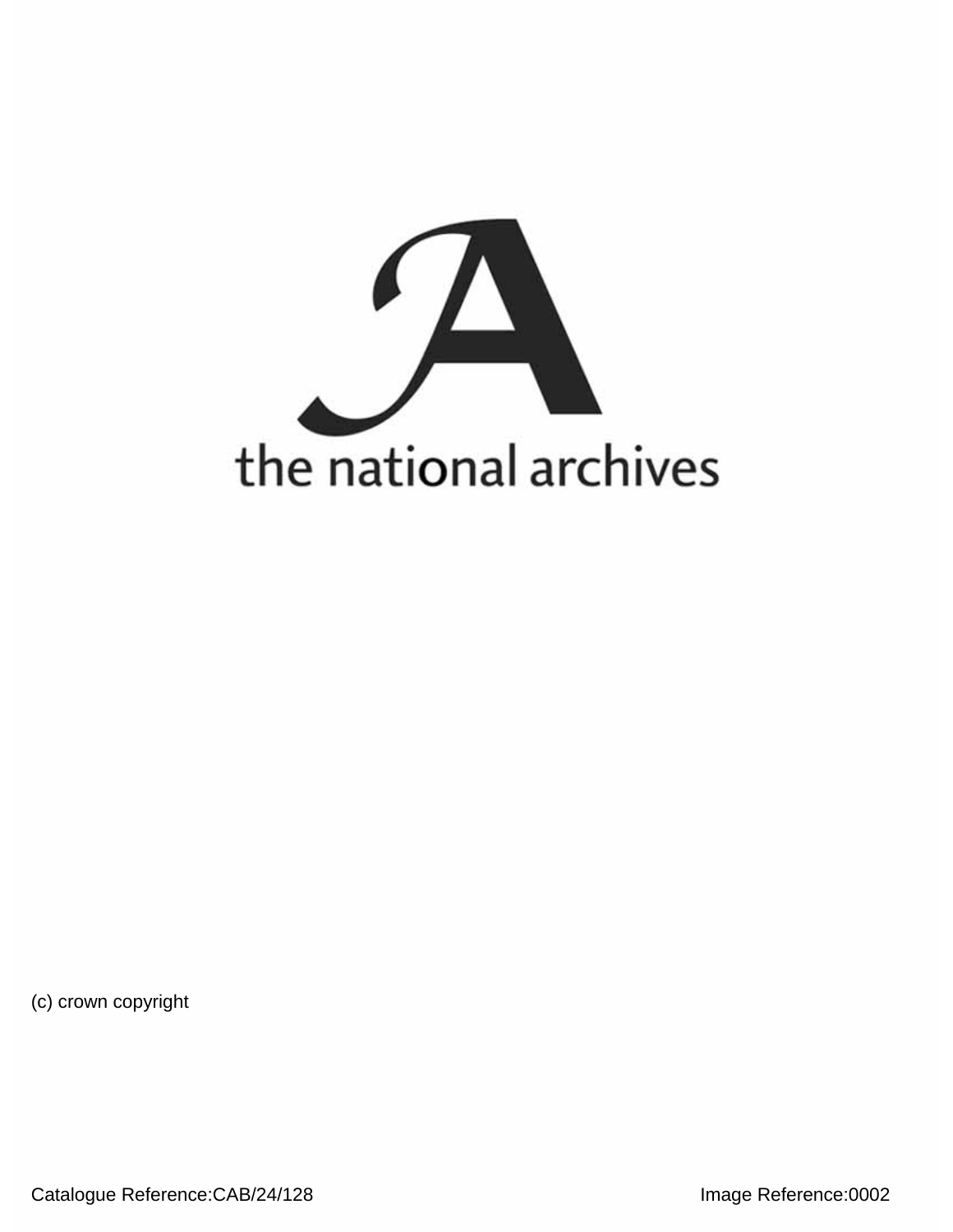the national archives

(c) crown copyright

Catalogue Reference:CAB/24/128

Image Reference:0002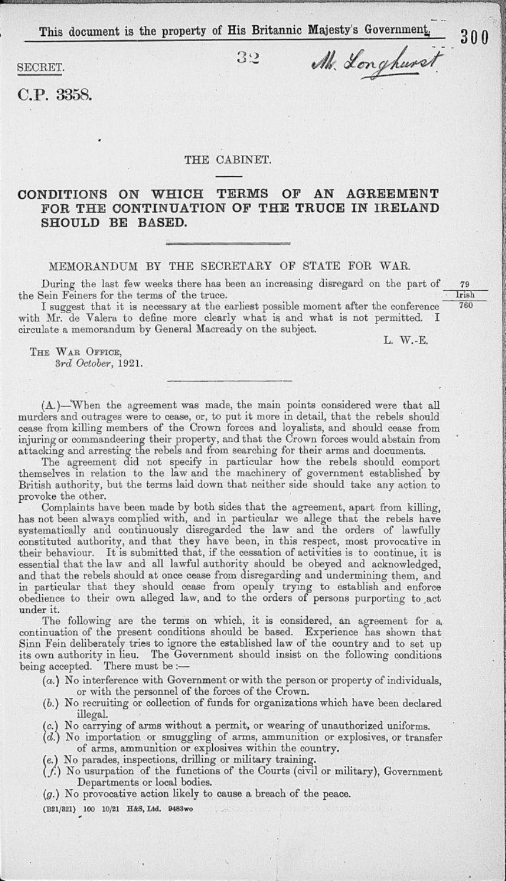This document is the property of His Britannic Majesty's Government.

SECRET.

32

Mr. Longhurst

C.P. 3358.

THE CABINET.

## CONDITIONS ON WHICH TERMS OF AN AGREEMENT FOR THE CONTINUATION OF THE TRUCE IN IRELAND SHOULD BE BASED.

### MEMORANDUM BY THE SECRETARY OF STATE FOR WAR.

During the last few weeks there has been an increasing disregard on the part of the Sein Feiners for the terms of the truce.

79 Irish 760

I suggest that it is necessary at the earliest possible moment after the conference with Mr. de Valera to define more clearly what is and what is not permitted. I circulate a memorandum by General Macready on the subject.

L. W.-E.

THE WAR OFFICE,
*3rd October*, 1921.

(A.)—When the agreement was made, the main points considered were that all murders and outrages were to cease, or, to put it more in detail, that the rebels should cease from killing members of the Crown forces and loyalists, and should cease from injuring or commandeering their property, and that the Crown forces would abstain from attacking and arresting the rebels and from searching for their arms and documents.

The agreement did not specify in particular how the rebels should comport themselves in relation to the law and the machinery of government established by British authority, but the terms laid down that neither side should take any action to provoke the other.

Complaints have been made by both sides that the agreement, apart from killing, has not been always complied with, and in particular we allege that the rebels have systematically and continuously disregarded the law and the orders of lawfully constituted authority, and that they have been, in this respect, most provocative in their behaviour. It is submitted that, if the cessation of activities is to continue, it is essential that the law and all lawful authority should be obeyed and acknowledged, and that the rebels should at once cease from disregarding and undermining them, and in particular that they should cease from openly trying to establish and enforce obedience to their own alleged law, and to the orders of persons purporting to act under it.

The following are the terms on which, it is considered, an agreement for a continuation of the present conditions should be based. Experience has shown that Sinn Fein deliberately tries to ignore the established law of the country and to set up its own authority in lieu. The Government should insist on the following conditions being accepted. There must be:—

- (*a*.) No interference with Government or with the person or property of individuals, or with the personnel of the forces of the Crown.
- (*b*.) No recruiting or collection of funds for organizations which have been declared illegal.
- (*c*.) No carrying of arms without a permit, or wearing of unauthorized uniforms.
- (*d*.) No importation or smuggling of arms, ammunition or explosives, or transfer of arms, ammunition or explosives within the country.
- (*e*.) No parades, inspections, drilling or military training.
- (*f*.) No usurpation of the functions of the Courts (civil or military), Government Departments or local bodies.
- (*g*.) No provocative action likely to cause a breach of the peace.

(B21/321) 100 10/21 H&S, Ltd. 9483wo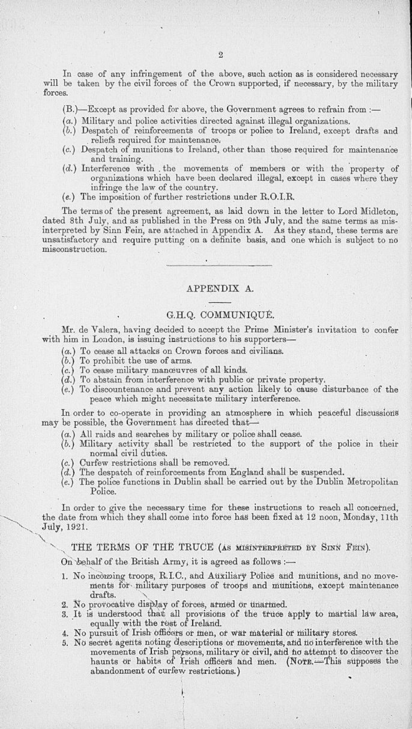In case of any infringement of the above, such action as is considered necessary will be taken by the civil forces of the Crown supported, if necessary, by the military forces.

(B.)—Except as provided for above, the Government agrees to refrain from :—

(a.) Military and police activities directed against illegal organizations.
(b.) Despatch of reinforcements of troops or police to Ireland, except drafts and reliefs required for maintenance.
(c.) Despatch of munitions to Ireland, other than those required for maintenance and training.
(d.) Interference with the movements of members or with the property of organizations which have been declared illegal, except in cases where they infringe the law of the country.
(e.) The imposition of further restrictions under R.O.I.R.

The terms of the present agreement, as laid down in the letter to Lord Midleton, dated 8th July, and as published in the Press on 9th July, and the same terms as misinterpreted by Sinn Fein, are attached in Appendix A. As they stand, these terms are unsatisfactory and require putting on a definite basis, and one which is subject to no misconstruction.

---

## APPENDIX A.

### G.H.Q. COMMUNIQUÉ.

Mr. de Valera, having decided to accept the Prime Minister's invitation to confer with him in London, is issuing instructions to his supporters—

(a.) To cease all attacks on Crown forces and civilians.
(b.) To prohibit the use of arms.
(c.) To cease military manœuvres of all kinds.
(d.) To abstain from interference with public or private property.
(e.) To discountenance and prevent any action likely to cause disturbance of the peace which might necessitate military interference.

In order to co-operate in providing an atmosphere in which peaceful discussions may be possible, the Government has directed that—

(a.) All raids and searches by military or police shall cease.
(b.) Military activity shall be restricted to the support of the police in their normal civil duties.
(c.) Curfew restrictions shall be removed.
(d.) The despatch of reinforcements from England shall be suspended.
(e.) The police functions in Dublin shall be carried out by the Dublin Metropolitan Police.

In order to give the necessary time for these instructions to reach all concerned, the date from which they shall come into force has been fixed at 12 noon, Monday, 11th July, 1921.

### THE TERMS OF THE TRUCE (AS MISINTERPRETED BY SINN FEIN).

On behalf of the British Army, it is agreed as follows :—

1. No incoming troops, R.I.C., and Auxiliary Police and munitions, and no movements for military purposes of troops and munitions, except maintenance drafts.
2. No provocative display of forces, armed or unarmed.
3. It is understood that all provisions of the truce apply to martial law area, equally with the rest of Ireland.
4. No pursuit of Irish officers or men, or war material or military stores.
5. No secret agents noting descriptions or movements, and no interference with the movements of Irish persons, military or civil, and no attempt to discover the haunts or habits of Irish officers and men. (NOTE.—This supposes the abandonment of curfew restrictions.)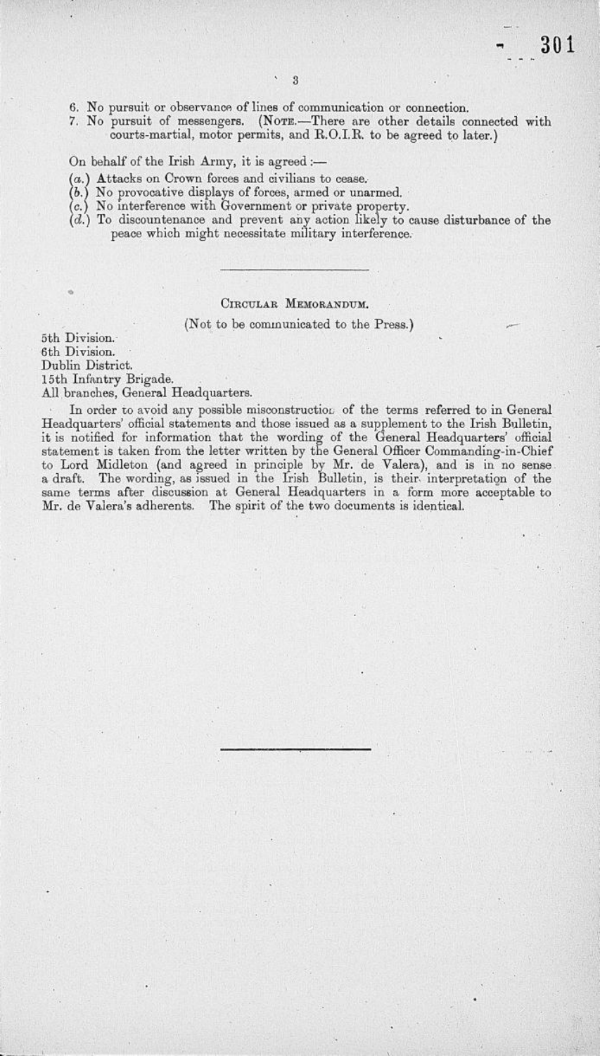6. No pursuit or observance of lines of communication or connection.
7. No pursuit of messengers. (Note.—There are other details connected with courts-martial, motor permits, and R.O.I.R. to be agreed to later.)

On behalf of the Irish Army, it is agreed :—

(a.) Attacks on Crown forces and civilians to cease.
(b.) No provocative displays of forces, armed or unarmed.
(c.) No interference with Government or private property.
(d.) To discountenance and prevent any action likely to cause disturbance of the peace which might necessitate military interference.

---

## Circular Memorandum.

(Not to be communicated to the Press.)

5th Division.
6th Division.
Dublin District.
15th Infantry Brigade.
All branches, General Headquarters.

In order to avoid any possible misconstruction of the terms referred to in General Headquarters' official statements and those issued as a supplement to the Irish Bulletin, it is notified for information that the wording of the General Headquarters' official statement is taken from the letter written by the General Officer Commanding-in-Chief to Lord Midleton (and agreed in principle by Mr. de Valera), and is in no sense a draft. The wording, as issued in the Irish Bulletin, is their interpretation of the same terms after discussion at General Headquarters in a form more acceptable to Mr. de Valera's adherents. The spirit of the two documents is identical.